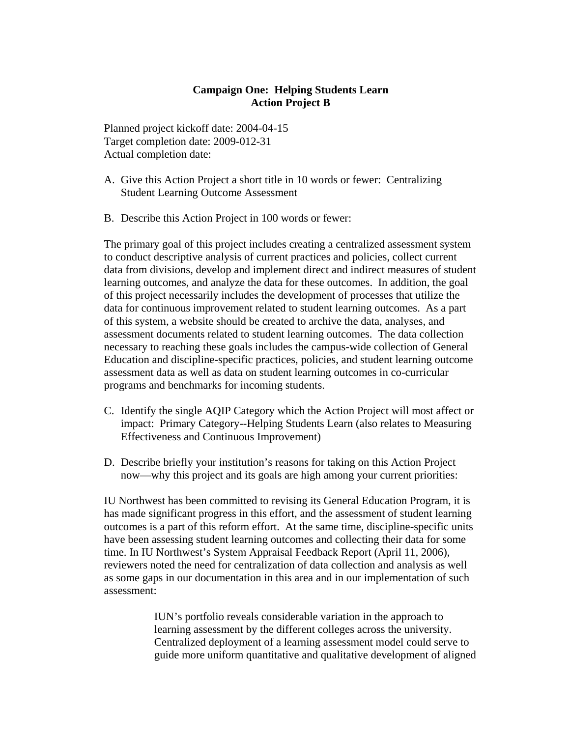**Campaign One: Helping Students Learn**
**Action Project B**

Planned project kickoff date: 2004-04-15
Target completion date: 2009-012-31
Actual completion date:

A. Give this Action Project a short title in 10 words or fewer: Centralizing Student Learning Outcome Assessment

B. Describe this Action Project in 100 words or fewer:

The primary goal of this project includes creating a centralized assessment system to conduct descriptive analysis of current practices and policies, collect current data from divisions, develop and implement direct and indirect measures of student learning outcomes, and analyze the data for these outcomes. In addition, the goal of this project necessarily includes the development of processes that utilize the data for continuous improvement related to student learning outcomes. As a part of this system, a website should be created to archive the data, analyses, and assessment documents related to student learning outcomes. The data collection necessary to reaching these goals includes the campus-wide collection of General Education and discipline-specific practices, policies, and student learning outcome assessment data as well as data on student learning outcomes in co-curricular programs and benchmarks for incoming students.

C. Identify the single AQIP Category which the Action Project will most affect or impact: Primary Category--Helping Students Learn (also relates to Measuring Effectiveness and Continuous Improvement)

D. Describe briefly your institution's reasons for taking on this Action Project now—why this project and its goals are high among your current priorities:

IU Northwest has been committed to revising its General Education Program, it is has made significant progress in this effort, and the assessment of student learning outcomes is a part of this reform effort. At the same time, discipline-specific units have been assessing student learning outcomes and collecting their data for some time. In IU Northwest's System Appraisal Feedback Report (April 11, 2006), reviewers noted the need for centralization of data collection and analysis as well as some gaps in our documentation in this area and in our implementation of such assessment:

> IUN's portfolio reveals considerable variation in the approach to learning assessment by the different colleges across the university. Centralized deployment of a learning assessment model could serve to guide more uniform quantitative and qualitative development of aligned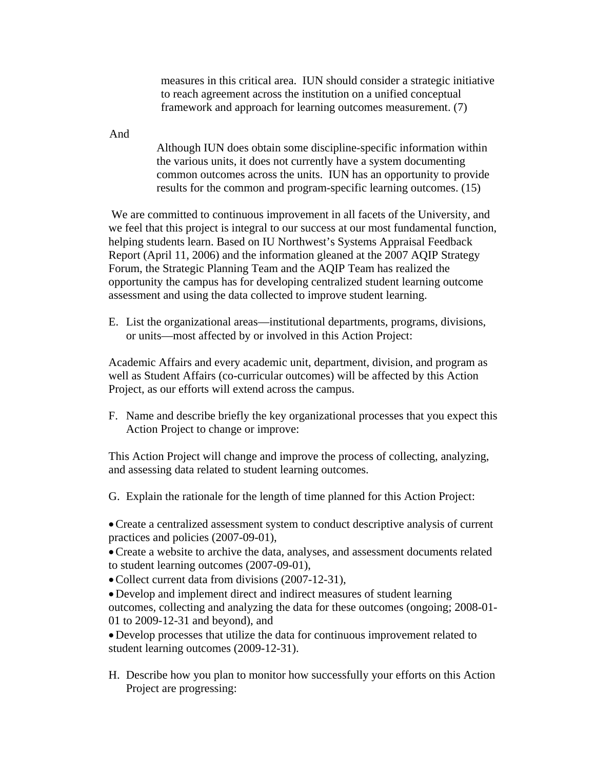> measures in this critical area. IUN should consider a strategic initiative to reach agreement across the institution on a unified conceptual framework and approach for learning outcomes measurement. (7)

And

> Although IUN does obtain some discipline-specific information within the various units, it does not currently have a system documenting common outcomes across the units. IUN has an opportunity to provide results for the common and program-specific learning outcomes. (15)

We are committed to continuous improvement in all facets of the University, and we feel that this project is integral to our success at our most fundamental function, helping students learn. Based on IU Northwest's Systems Appraisal Feedback Report (April 11, 2006) and the information gleaned at the 2007 AQIP Strategy Forum, the Strategic Planning Team and the AQIP Team has realized the opportunity the campus has for developing centralized student learning outcome assessment and using the data collected to improve student learning.

E. List the organizational areas—institutional departments, programs, divisions, or units—most affected by or involved in this Action Project:

Academic Affairs and every academic unit, department, division, and program as well as Student Affairs (co-curricular outcomes) will be affected by this Action Project, as our efforts will extend across the campus.

F. Name and describe briefly the key organizational processes that you expect this Action Project to change or improve:

This Action Project will change and improve the process of collecting, analyzing, and assessing data related to student learning outcomes.

G. Explain the rationale for the length of time planned for this Action Project:

- Create a centralized assessment system to conduct descriptive analysis of current practices and policies (2007-09-01),
- Create a website to archive the data, analyses, and assessment documents related to student learning outcomes (2007-09-01),
- Collect current data from divisions (2007-12-31),
- Develop and implement direct and indirect measures of student learning outcomes, collecting and analyzing the data for these outcomes (ongoing; 2008-01-01 to 2009-12-31 and beyond), and
- Develop processes that utilize the data for continuous improvement related to student learning outcomes (2009-12-31).

H. Describe how you plan to monitor how successfully your efforts on this Action Project are progressing: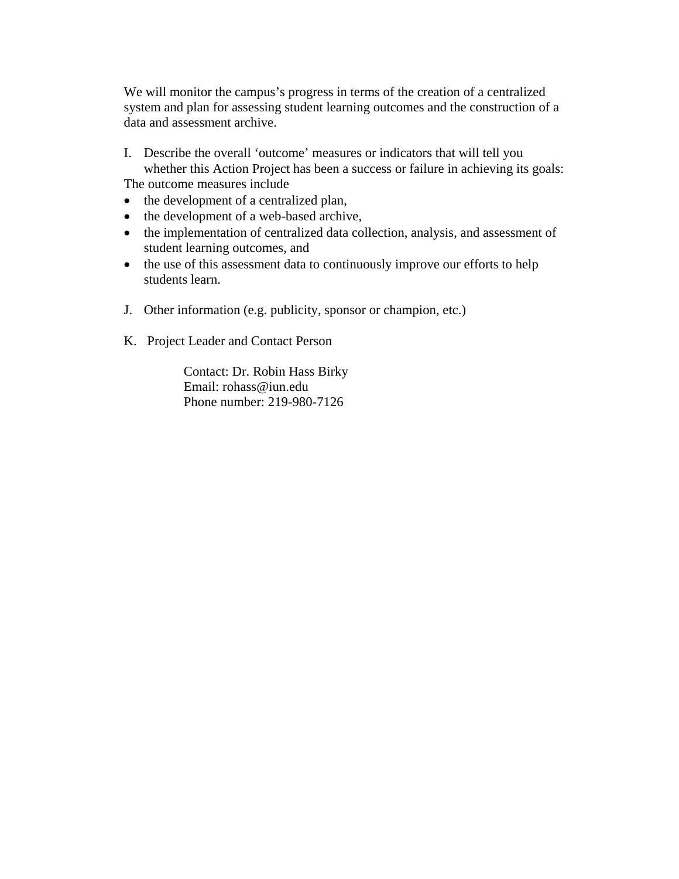We will monitor the campus's progress in terms of the creation of a centralized system and plan for assessing student learning outcomes and the construction of a data and assessment archive.

I. Describe the overall 'outcome' measures or indicators that will tell you whether this Action Project has been a success or failure in achieving its goals:

The outcome measures include

- the development of a centralized plan,
- the development of a web-based archive,
- the implementation of centralized data collection, analysis, and assessment of student learning outcomes, and
- the use of this assessment data to continuously improve our efforts to help students learn.

J. Other information (e.g. publicity, sponsor or champion, etc.)

K. Project Leader and Contact Person

Contact: Dr. Robin Hass Birky
Email: rohass@iun.edu
Phone number: 219-980-7126